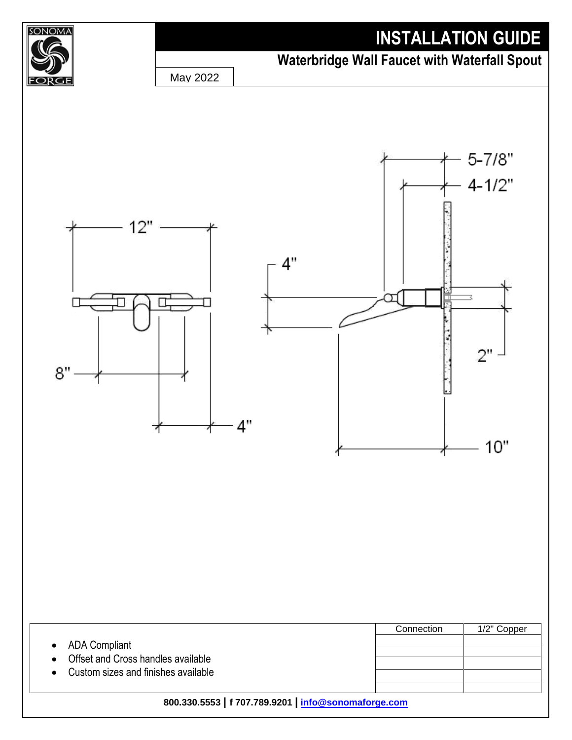# INSTALLATION GUIDE

## Waterbridge Wall Faucet with Waterfall Spout

May 2022

12"

8"

4"

5-7/8"

4-1/2"

4"

2"

10"

- ADA Compliant
- Offset and Cross handles available
- Custom sizes and finishes available

| Connection | 1/2" Copper |
|---|---|
| | |
| | |
| | |
| | |

800.330.5553 | f 707.789.9201 | info@sonomaforge.com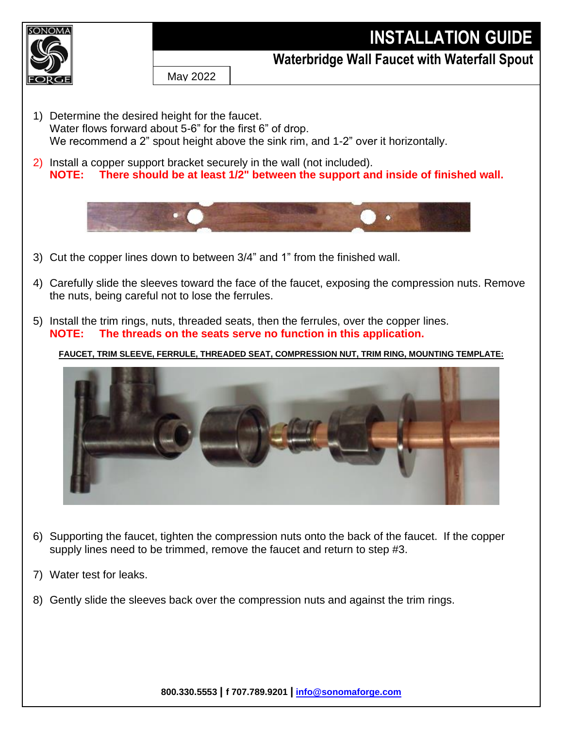# INSTALLATION GUIDE

## Waterbridge Wall Faucet with Waterfall Spout

May 2022

1) Determine the desired height for the faucet.
   Water flows forward about 5-6" for the first 6" of drop.
   We recommend a 2" spout height above the sink rim, and 1-2" over it horizontally.

2) Install a copper support bracket securely in the wall (not included).
   **NOTE: There should be at least 1/2" between the support and inside of finished wall.**

3) Cut the copper lines down to between 3/4" and 1" from the finished wall.

4) Carefully slide the sleeves toward the face of the faucet, exposing the compression nuts. Remove the nuts, being careful not to lose the ferrules.

5) Install the trim rings, nuts, threaded seats, then the ferrules, over the copper lines.
   **NOTE: The threads on the seats serve no function in this application.**

**FAUCET, TRIM SLEEVE, FERRULE, THREADED SEAT, COMPRESSION NUT, TRIM RING, MOUNTING TEMPLATE:**

6) Supporting the faucet, tighten the compression nuts onto the back of the faucet. If the copper supply lines need to be trimmed, remove the faucet and return to step #3.

7) Water test for leaks.

8) Gently slide the sleeves back over the compression nuts and against the trim rings.

**800.330.5553 | f 707.789.9201 | info@sonomaforge.com**